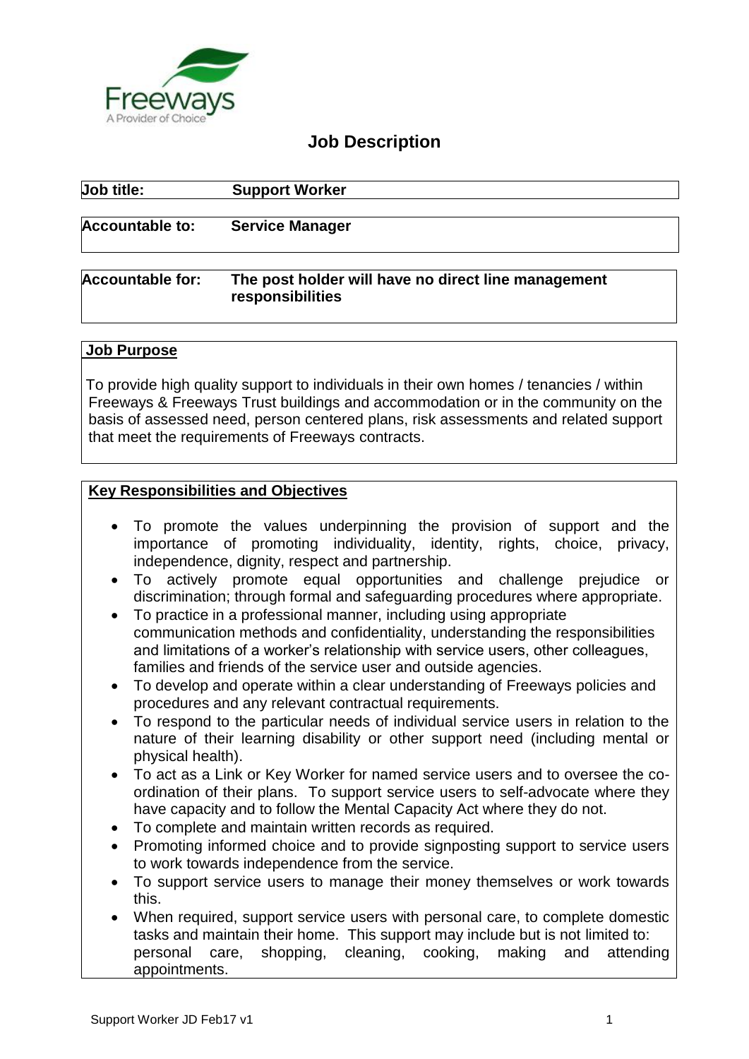Freeways
A Provider of Choice

# Job Description

| | |
|---|---|
| **Job title:** | **Support Worker** |
| **Accountable to:** | **Service Manager** |
| **Accountable for:** | **The post holder will have no direct line management responsibilities** |

## Job Purpose

To provide high quality support to individuals in their own homes / tenancies / within Freeways & Freeways Trust buildings and accommodation or in the community on the basis of assessed need, person centered plans, risk assessments and related support that meet the requirements of Freeways contracts.

## Key Responsibilities and Objectives

- To promote the values underpinning the provision of support and the importance of promoting individuality, identity, rights, choice, privacy, independence, dignity, respect and partnership.
- To actively promote equal opportunities and challenge prejudice or discrimination; through formal and safeguarding procedures where appropriate.
- To practice in a professional manner, including using appropriate communication methods and confidentiality, understanding the responsibilities and limitations of a worker's relationship with service users, other colleagues, families and friends of the service user and outside agencies.
- To develop and operate within a clear understanding of Freeways policies and procedures and any relevant contractual requirements.
- To respond to the particular needs of individual service users in relation to the nature of their learning disability or other support need (including mental or physical health).
- To act as a Link or Key Worker for named service users and to oversee the co-ordination of their plans. To support service users to self-advocate where they have capacity and to follow the Mental Capacity Act where they do not.
- To complete and maintain written records as required.
- Promoting informed choice and to provide signposting support to service users to work towards independence from the service.
- To support service users to manage their money themselves or work towards this.
- When required, support service users with personal care, to complete domestic tasks and maintain their home. This support may include but is not limited to: personal care, shopping, cleaning, cooking, making and attending appointments.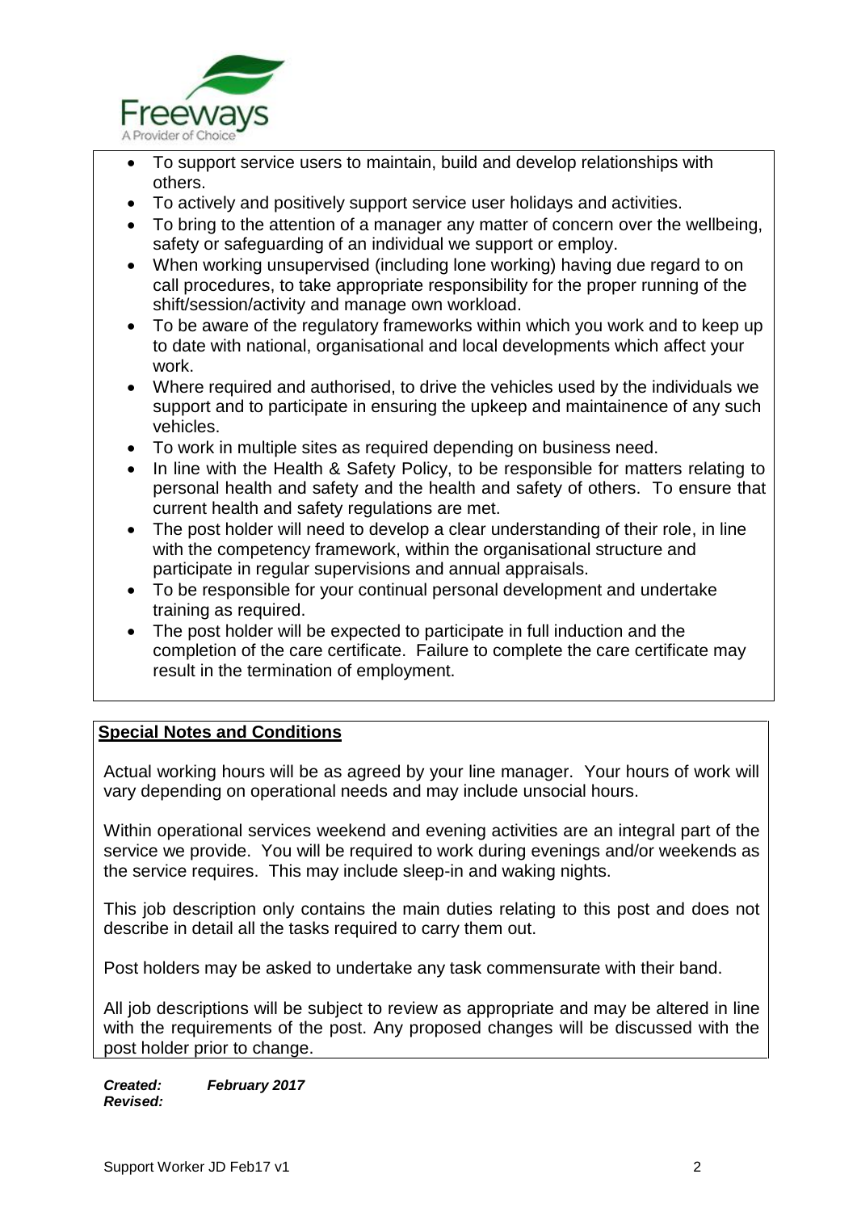- To support service users to maintain, build and develop relationships with others.
- To actively and positively support service user holidays and activities.
- To bring to the attention of a manager any matter of concern over the wellbeing, safety or safeguarding of an individual we support or employ.
- When working unsupervised (including lone working) having due regard to on call procedures, to take appropriate responsibility for the proper running of the shift/session/activity and manage own workload.
- To be aware of the regulatory frameworks within which you work and to keep up to date with national, organisational and local developments which affect your work.
- Where required and authorised, to drive the vehicles used by the individuals we support and to participate in ensuring the upkeep and maintainence of any such vehicles.
- To work in multiple sites as required depending on business need.
- In line with the Health & Safety Policy, to be responsible for matters relating to personal health and safety and the health and safety of others. To ensure that current health and safety regulations are met.
- The post holder will need to develop a clear understanding of their role, in line with the competency framework, within the organisational structure and participate in regular supervisions and annual appraisals.
- To be responsible for your continual personal development and undertake training as required.
- The post holder will be expected to participate in full induction and the completion of the care certificate. Failure to complete the care certificate may result in the termination of employment.

**Special Notes and Conditions**

Actual working hours will be as agreed by your line manager. Your hours of work will vary depending on operational needs and may include unsocial hours.

Within operational services weekend and evening activities are an integral part of the service we provide. You will be required to work during evenings and/or weekends as the service requires. This may include sleep-in and waking nights.

This job description only contains the main duties relating to this post and does not describe in detail all the tasks required to carry them out.

Post holders may be asked to undertake any task commensurate with their band.

All job descriptions will be subject to review as appropriate and may be altered in line with the requirements of the post. Any proposed changes will be discussed with the post holder prior to change.

***Created:*** ***February 2017***
***Revised:***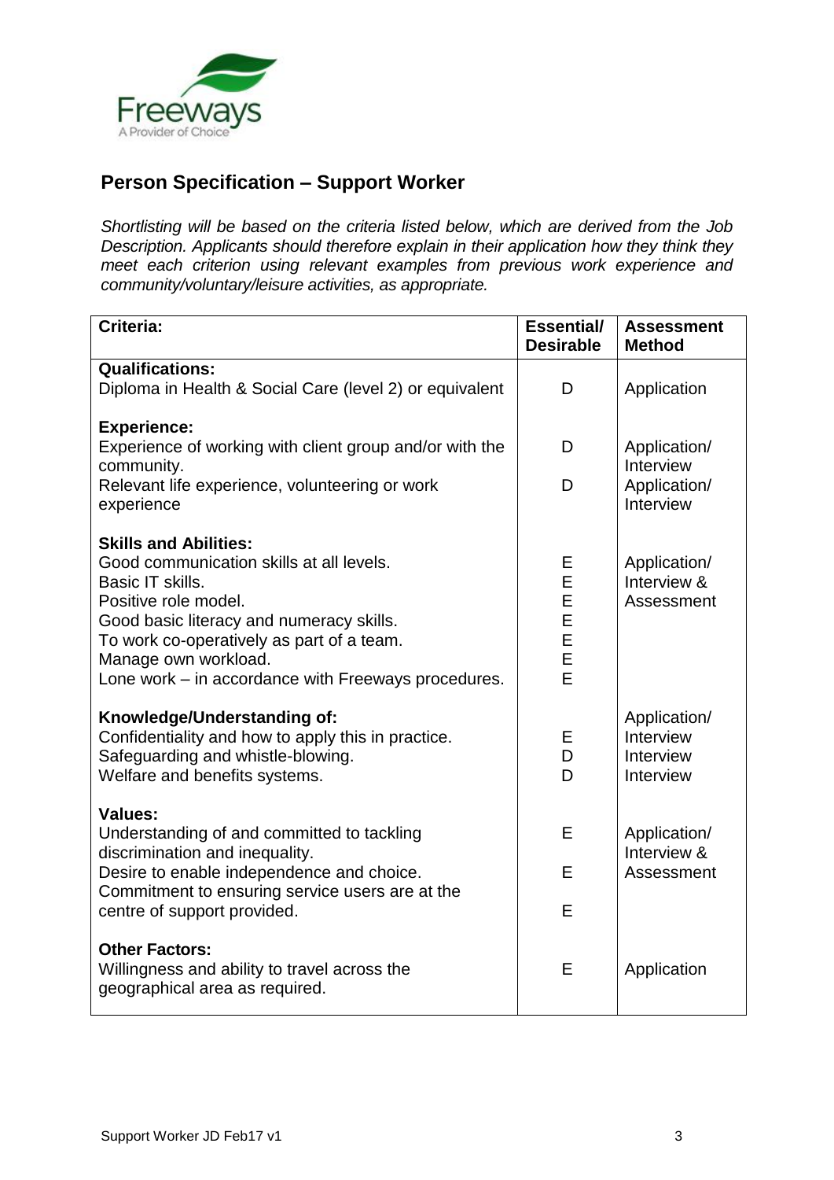Freeways
A Provider of Choice

## Person Specification – Support Worker

*Shortlisting will be based on the criteria listed below, which are derived from the Job Description. Applicants should therefore explain in their application how they think they meet each criterion using relevant examples from previous work experience and community/voluntary/leisure activities, as appropriate.*

| Criteria: | Essential/ Desirable | Assessment Method |
|---|---|---|
| **Qualifications:** | | |
| Diploma in Health & Social Care (level 2) or equivalent | D | Application |
| **Experience:** | | |
| Experience of working with client group and/or with the community. | D | Application/ Interview |
| Relevant life experience, volunteering or work experience | D | Application/ Interview |
| **Skills and Abilities:** | | |
| Good communication skills at all levels. | E | Application/ Interview & Assessment |
| Basic IT skills. | E | |
| Positive role model. | E | |
| Good basic literacy and numeracy skills. | E | |
| To work co-operatively as part of a team. | E | |
| Manage own workload. | E | |
| Lone work – in accordance with Freeways procedures. | E | |
| **Knowledge/Understanding of:** | | Application/ |
| Confidentiality and how to apply this in practice. | E | Interview |
| Safeguarding and whistle-blowing. | D | Interview |
| Welfare and benefits systems. | D | Interview |
| **Values:** | | |
| Understanding of and committed to tackling discrimination and inequality. | E | Application/ Interview & Assessment |
| Desire to enable independence and choice. | E | |
| Commitment to ensuring service users are at the centre of support provided. | E | |
| **Other Factors:** | | |
| Willingness and ability to travel across the geographical area as required. | E | Application |

Support Worker JD Feb17 v1